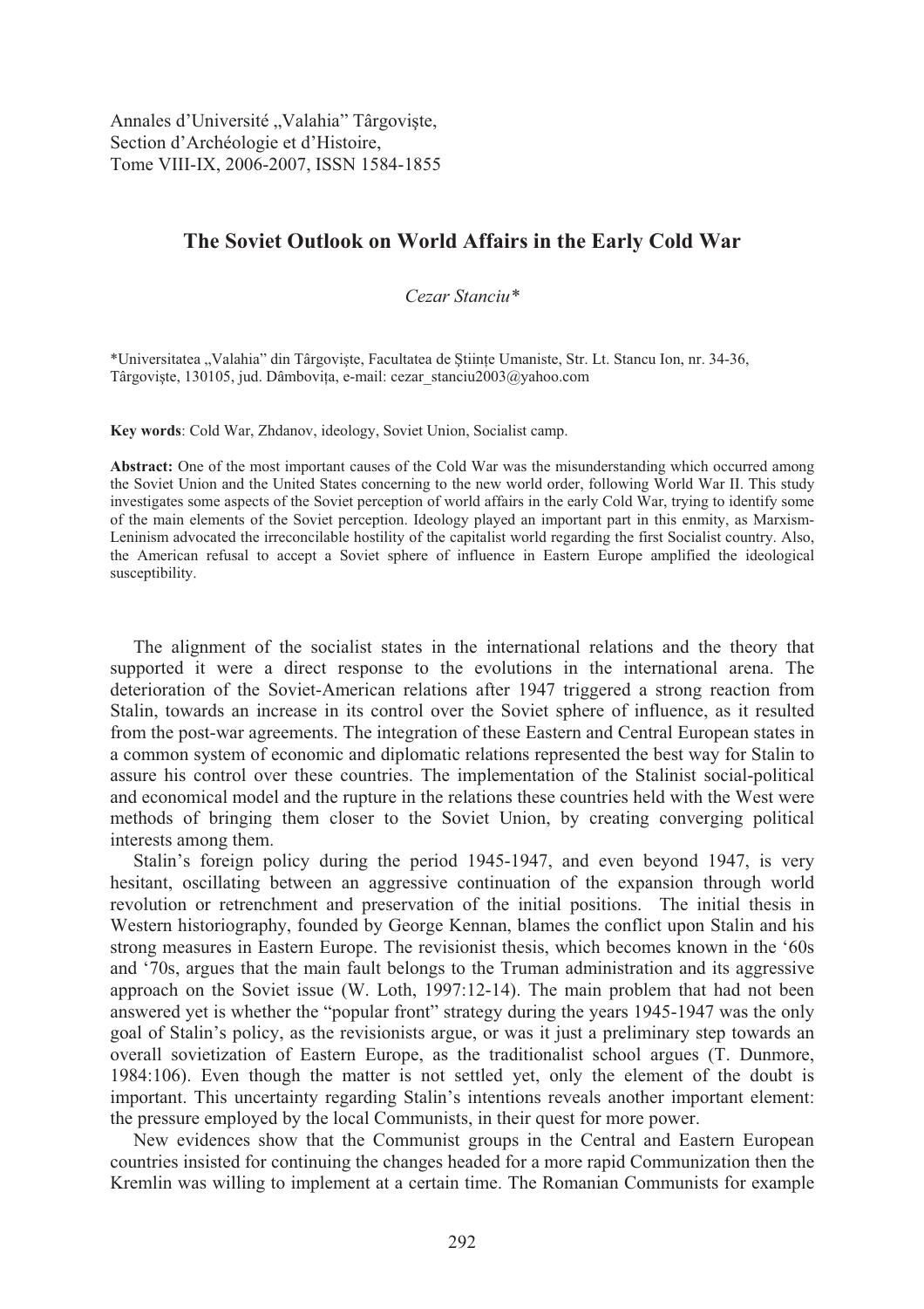Annales d'Université „Valahia" Târgovişte,
Section d'Archéologie et d'Histoire,
Tome VIII-IX, 2006-2007, ISSN 1584-1855

# The Soviet Outlook on World Affairs in the Early Cold War

*Cezar Stanciu**

*Universitatea „Valahia" din Târgovişte, Facultatea de Ştiinţe Umaniste, Str. Lt. Stancu Ion, nr. 34-36, Târgovişte, 130105, jud. Dâmboviţa, e-mail: cezar_stanciu2003@yahoo.com

**Key words**: Cold War, Zhdanov, ideology, Soviet Union, Socialist camp.

**Abstract:** One of the most important causes of the Cold War was the misunderstanding which occurred among the Soviet Union and the United States concerning to the new world order, following World War II. This study investigates some aspects of the Soviet perception of world affairs in the early Cold War, trying to identify some of the main elements of the Soviet perception. Ideology played an important part in this enmity, as Marxism-Leninism advocated the irreconcilable hostility of the capitalist world regarding the first Socialist country. Also, the American refusal to accept a Soviet sphere of influence in Eastern Europe amplified the ideological susceptibility.

The alignment of the socialist states in the international relations and the theory that supported it were a direct response to the evolutions in the international arena. The deterioration of the Soviet-American relations after 1947 triggered a strong reaction from Stalin, towards an increase in its control over the Soviet sphere of influence, as it resulted from the post-war agreements. The integration of these Eastern and Central European states in a common system of economic and diplomatic relations represented the best way for Stalin to assure his control over these countries. The implementation of the Stalinist social-political and economical model and the rupture in the relations these countries held with the West were methods of bringing them closer to the Soviet Union, by creating converging political interests among them.

Stalin's foreign policy during the period 1945-1947, and even beyond 1947, is very hesitant, oscillating between an aggressive continuation of the expansion through world revolution or retrenchment and preservation of the initial positions. The initial thesis in Western historiography, founded by George Kennan, blames the conflict upon Stalin and his strong measures in Eastern Europe. The revisionist thesis, which becomes known in the '60s and '70s, argues that the main fault belongs to the Truman administration and its aggressive approach on the Soviet issue (W. Loth, 1997:12-14). The main problem that had not been answered yet is whether the "popular front" strategy during the years 1945-1947 was the only goal of Stalin's policy, as the revisionists argue, or was it just a preliminary step towards an overall sovietization of Eastern Europe, as the traditionalist school argues (T. Dunmore, 1984:106). Even though the matter is not settled yet, only the element of the doubt is important. This uncertainty regarding Stalin's intentions reveals another important element: the pressure employed by the local Communists, in their quest for more power.

New evidences show that the Communist groups in the Central and Eastern European countries insisted for continuing the changes headed for a more rapid Communization then the Kremlin was willing to implement at a certain time. The Romanian Communists for example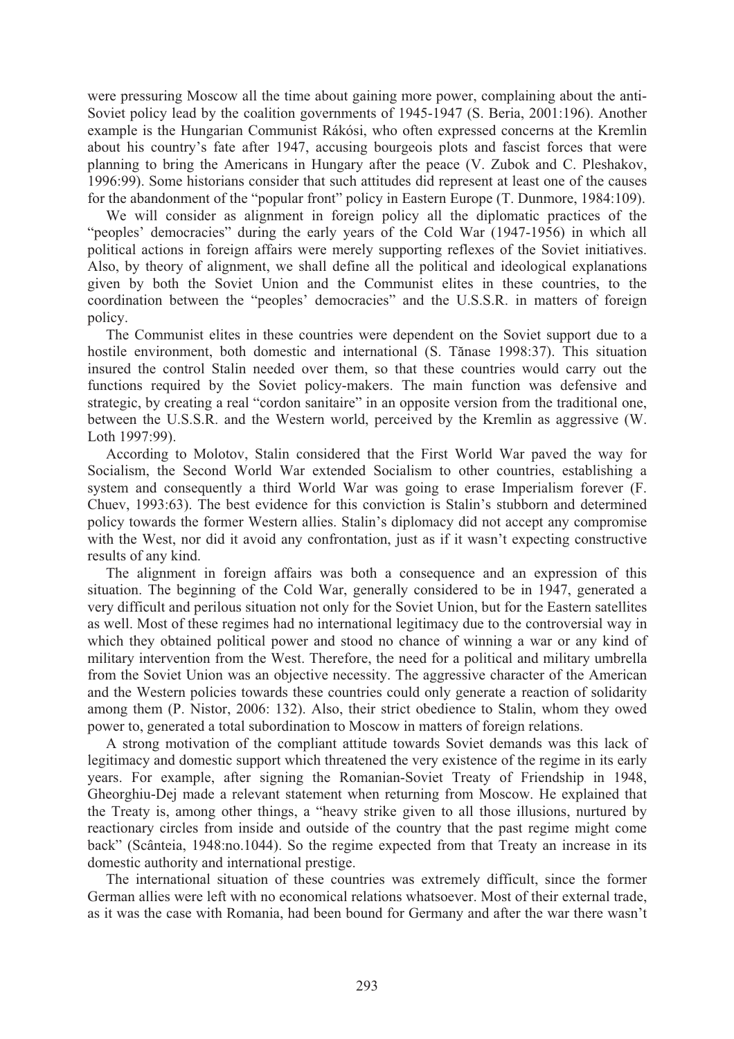were pressuring Moscow all the time about gaining more power, complaining about the anti-Soviet policy lead by the coalition governments of 1945-1947 (S. Beria, 2001:196). Another example is the Hungarian Communist Rákósi, who often expressed concerns at the Kremlin about his country's fate after 1947, accusing bourgeois plots and fascist forces that were planning to bring the Americans in Hungary after the peace (V. Zubok and C. Pleshakov, 1996:99). Some historians consider that such attitudes did represent at least one of the causes for the abandonment of the "popular front" policy in Eastern Europe (T. Dunmore, 1984:109).

We will consider as alignment in foreign policy all the diplomatic practices of the "peoples' democracies" during the early years of the Cold War (1947-1956) in which all political actions in foreign affairs were merely supporting reflexes of the Soviet initiatives. Also, by theory of alignment, we shall define all the political and ideological explanations given by both the Soviet Union and the Communist elites in these countries, to the coordination between the "peoples' democracies" and the U.S.S.R. in matters of foreign policy.

The Communist elites in these countries were dependent on the Soviet support due to a hostile environment, both domestic and international (S. Tănase 1998:37). This situation insured the control Stalin needed over them, so that these countries would carry out the functions required by the Soviet policy-makers. The main function was defensive and strategic, by creating a real "cordon sanitaire" in an opposite version from the traditional one, between the U.S.S.R. and the Western world, perceived by the Kremlin as aggressive (W. Loth 1997:99).

According to Molotov, Stalin considered that the First World War paved the way for Socialism, the Second World War extended Socialism to other countries, establishing a system and consequently a third World War was going to erase Imperialism forever (F. Chuev, 1993:63). The best evidence for this conviction is Stalin's stubborn and determined policy towards the former Western allies. Stalin's diplomacy did not accept any compromise with the West, nor did it avoid any confrontation, just as if it wasn't expecting constructive results of any kind.

The alignment in foreign affairs was both a consequence and an expression of this situation. The beginning of the Cold War, generally considered to be in 1947, generated a very difficult and perilous situation not only for the Soviet Union, but for the Eastern satellites as well. Most of these regimes had no international legitimacy due to the controversial way in which they obtained political power and stood no chance of winning a war or any kind of military intervention from the West. Therefore, the need for a political and military umbrella from the Soviet Union was an objective necessity. The aggressive character of the American and the Western policies towards these countries could only generate a reaction of solidarity among them (P. Nistor, 2006: 132). Also, their strict obedience to Stalin, whom they owed power to, generated a total subordination to Moscow in matters of foreign relations.

A strong motivation of the compliant attitude towards Soviet demands was this lack of legitimacy and domestic support which threatened the very existence of the regime in its early years. For example, after signing the Romanian-Soviet Treaty of Friendship in 1948, Gheorghiu-Dej made a relevant statement when returning from Moscow. He explained that the Treaty is, among other things, a "heavy strike given to all those illusions, nurtured by reactionary circles from inside and outside of the country that the past regime might come back" (Scânteia, 1948:no.1044). So the regime expected from that Treaty an increase in its domestic authority and international prestige.

The international situation of these countries was extremely difficult, since the former German allies were left with no economical relations whatsoever. Most of their external trade, as it was the case with Romania, had been bound for Germany and after the war there wasn't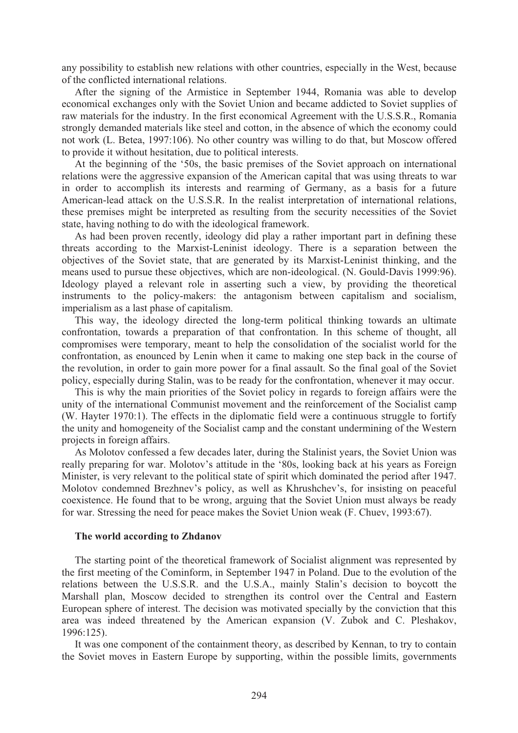any possibility to establish new relations with other countries, especially in the West, because of the conflicted international relations.

After the signing of the Armistice in September 1944, Romania was able to develop economical exchanges only with the Soviet Union and became addicted to Soviet supplies of raw materials for the industry. In the first economical Agreement with the U.S.S.R., Romania strongly demanded materials like steel and cotton, in the absence of which the economy could not work (L. Betea, 1997:106). No other country was willing to do that, but Moscow offered to provide it without hesitation, due to political interests.

At the beginning of the '50s, the basic premises of the Soviet approach on international relations were the aggressive expansion of the American capital that was using threats to war in order to accomplish its interests and rearming of Germany, as a basis for a future American-lead attack on the U.S.S.R. In the realist interpretation of international relations, these premises might be interpreted as resulting from the security necessities of the Soviet state, having nothing to do with the ideological framework.

As had been proven recently, ideology did play a rather important part in defining these threats according to the Marxist-Leninist ideology. There is a separation between the objectives of the Soviet state, that are generated by its Marxist-Leninist thinking, and the means used to pursue these objectives, which are non-ideological. (N. Gould-Davis 1999:96). Ideology played a relevant role in asserting such a view, by providing the theoretical instruments to the policy-makers: the antagonism between capitalism and socialism, imperialism as a last phase of capitalism.

This way, the ideology directed the long-term political thinking towards an ultimate confrontation, towards a preparation of that confrontation. In this scheme of thought, all compromises were temporary, meant to help the consolidation of the socialist world for the confrontation, as enounced by Lenin when it came to making one step back in the course of the revolution, in order to gain more power for a final assault. So the final goal of the Soviet policy, especially during Stalin, was to be ready for the confrontation, whenever it may occur.

This is why the main priorities of the Soviet policy in regards to foreign affairs were the unity of the international Communist movement and the reinforcement of the Socialist camp (W. Hayter 1970:1). The effects in the diplomatic field were a continuous struggle to fortify the unity and homogeneity of the Socialist camp and the constant undermining of the Western projects in foreign affairs.

As Molotov confessed a few decades later, during the Stalinist years, the Soviet Union was really preparing for war. Molotov's attitude in the '80s, looking back at his years as Foreign Minister, is very relevant to the political state of spirit which dominated the period after 1947. Molotov condemned Brezhnev's policy, as well as Khrushchev's, for insisting on peaceful coexistence. He found that to be wrong, arguing that the Soviet Union must always be ready for war. Stressing the need for peace makes the Soviet Union weak (F. Chuev, 1993:67).

### The world according to Zhdanov

The starting point of the theoretical framework of Socialist alignment was represented by the first meeting of the Cominform, in September 1947 in Poland. Due to the evolution of the relations between the U.S.S.R. and the U.S.A., mainly Stalin's decision to boycott the Marshall plan, Moscow decided to strengthen its control over the Central and Eastern European sphere of interest. The decision was motivated specially by the conviction that this area was indeed threatened by the American expansion (V. Zubok and C. Pleshakov, 1996:125).

It was one component of the containment theory, as described by Kennan, to try to contain the Soviet moves in Eastern Europe by supporting, within the possible limits, governments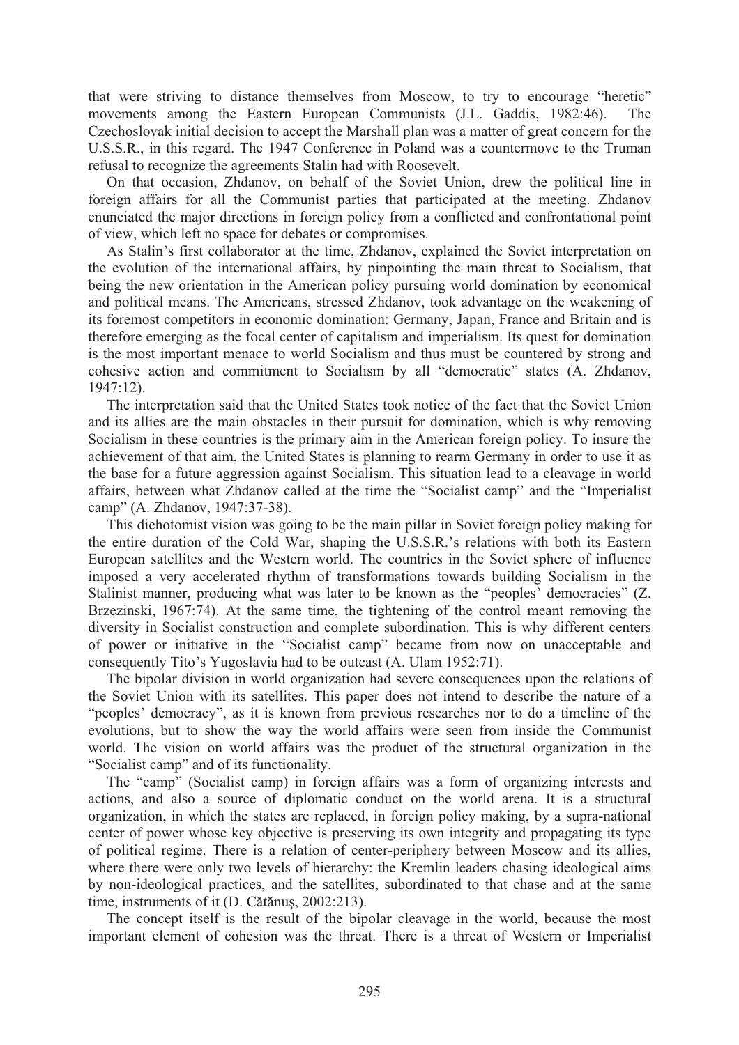that were striving to distance themselves from Moscow, to try to encourage "heretic" movements among the Eastern European Communists (J.L. Gaddis, 1982:46). The Czechoslovak initial decision to accept the Marshall plan was a matter of great concern for the U.S.S.R., in this regard. The 1947 Conference in Poland was a countermove to the Truman refusal to recognize the agreements Stalin had with Roosevelt.

On that occasion, Zhdanov, on behalf of the Soviet Union, drew the political line in foreign affairs for all the Communist parties that participated at the meeting. Zhdanov enunciated the major directions in foreign policy from a conflicted and confrontational point of view, which left no space for debates or compromises.

As Stalin's first collaborator at the time, Zhdanov, explained the Soviet interpretation on the evolution of the international affairs, by pinpointing the main threat to Socialism, that being the new orientation in the American policy pursuing world domination by economical and political means. The Americans, stressed Zhdanov, took advantage on the weakening of its foremost competitors in economic domination: Germany, Japan, France and Britain and is therefore emerging as the focal center of capitalism and imperialism. Its quest for domination is the most important menace to world Socialism and thus must be countered by strong and cohesive action and commitment to Socialism by all "democratic" states (A. Zhdanov, 1947:12).

The interpretation said that the United States took notice of the fact that the Soviet Union and its allies are the main obstacles in their pursuit for domination, which is why removing Socialism in these countries is the primary aim in the American foreign policy. To insure the achievement of that aim, the United States is planning to rearm Germany in order to use it as the base for a future aggression against Socialism. This situation lead to a cleavage in world affairs, between what Zhdanov called at the time the "Socialist camp" and the "Imperialist camp" (A. Zhdanov, 1947:37-38).

This dichotomist vision was going to be the main pillar in Soviet foreign policy making for the entire duration of the Cold War, shaping the U.S.S.R.'s relations with both its Eastern European satellites and the Western world. The countries in the Soviet sphere of influence imposed a very accelerated rhythm of transformations towards building Socialism in the Stalinist manner, producing what was later to be known as the "peoples' democracies" (Z. Brzezinski, 1967:74). At the same time, the tightening of the control meant removing the diversity in Socialist construction and complete subordination. This is why different centers of power or initiative in the "Socialist camp" became from now on unacceptable and consequently Tito's Yugoslavia had to be outcast (A. Ulam 1952:71).

The bipolar division in world organization had severe consequences upon the relations of the Soviet Union with its satellites. This paper does not intend to describe the nature of a "peoples' democracy", as it is known from previous researches nor to do a timeline of the evolutions, but to show the way the world affairs were seen from inside the Communist world. The vision on world affairs was the product of the structural organization in the "Socialist camp" and of its functionality.

The "camp" (Socialist camp) in foreign affairs was a form of organizing interests and actions, and also a source of diplomatic conduct on the world arena. It is a structural organization, in which the states are replaced, in foreign policy making, by a supra-national center of power whose key objective is preserving its own integrity and propagating its type of political regime. There is a relation of center-periphery between Moscow and its allies, where there were only two levels of hierarchy: the Kremlin leaders chasing ideological aims by non-ideological practices, and the satellites, subordinated to that chase and at the same time, instruments of it (D. Cătănuș, 2002:213).

The concept itself is the result of the bipolar cleavage in the world, because the most important element of cohesion was the threat. There is a threat of Western or Imperialist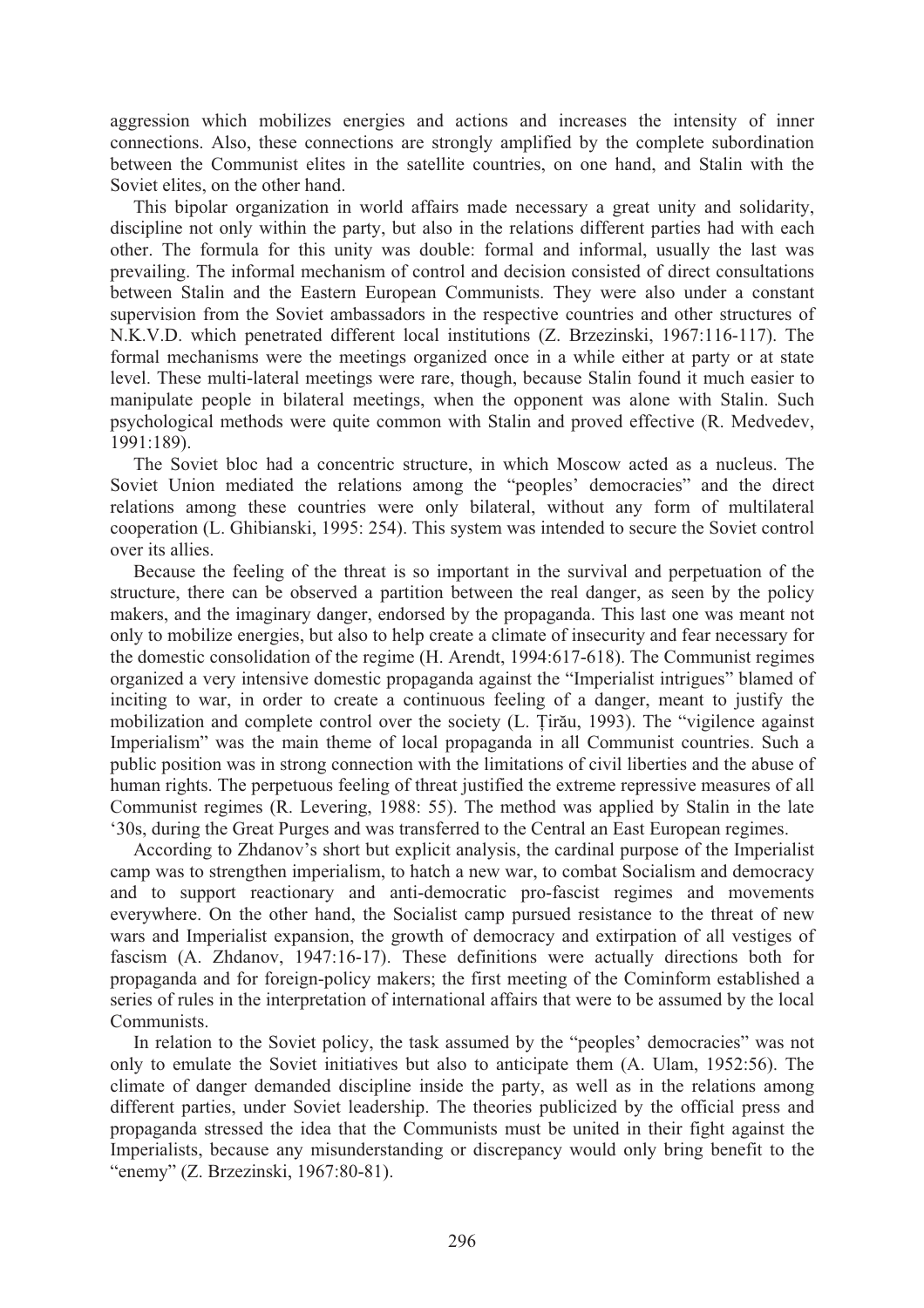aggression which mobilizes energies and actions and increases the intensity of inner connections. Also, these connections are strongly amplified by the complete subordination between the Communist elites in the satellite countries, on one hand, and Stalin with the Soviet elites, on the other hand.

This bipolar organization in world affairs made necessary a great unity and solidarity, discipline not only within the party, but also in the relations different parties had with each other. The formula for this unity was double: formal and informal, usually the last was prevailing. The informal mechanism of control and decision consisted of direct consultations between Stalin and the Eastern European Communists. They were also under a constant supervision from the Soviet ambassadors in the respective countries and other structures of N.K.V.D. which penetrated different local institutions (Z. Brzezinski, 1967:116-117). The formal mechanisms were the meetings organized once in a while either at party or at state level. These multi-lateral meetings were rare, though, because Stalin found it much easier to manipulate people in bilateral meetings, when the opponent was alone with Stalin. Such psychological methods were quite common with Stalin and proved effective (R. Medvedev, 1991:189).

The Soviet bloc had a concentric structure, in which Moscow acted as a nucleus. The Soviet Union mediated the relations among the "peoples' democracies" and the direct relations among these countries were only bilateral, without any form of multilateral cooperation (L. Ghibianski, 1995: 254). This system was intended to secure the Soviet control over its allies.

Because the feeling of the threat is so important in the survival and perpetuation of the structure, there can be observed a partition between the real danger, as seen by the policy makers, and the imaginary danger, endorsed by the propaganda. This last one was meant not only to mobilize energies, but also to help create a climate of insecurity and fear necessary for the domestic consolidation of the regime (H. Arendt, 1994:617-618). The Communist regimes organized a very intensive domestic propaganda against the "Imperialist intrigues" blamed of inciting to war, in order to create a continuous feeling of a danger, meant to justify the mobilization and complete control over the society (L. Țirău, 1993). The "vigilence against Imperialism" was the main theme of local propaganda in all Communist countries. Such a public position was in strong connection with the limitations of civil liberties and the abuse of human rights. The perpetuous feeling of threat justified the extreme repressive measures of all Communist regimes (R. Levering, 1988: 55). The method was applied by Stalin in the late '30s, during the Great Purges and was transferred to the Central an East European regimes.

According to Zhdanov's short but explicit analysis, the cardinal purpose of the Imperialist camp was to strengthen imperialism, to hatch a new war, to combat Socialism and democracy and to support reactionary and anti-democratic pro-fascist regimes and movements everywhere. On the other hand, the Socialist camp pursued resistance to the threat of new wars and Imperialist expansion, the growth of democracy and extirpation of all vestiges of fascism (A. Zhdanov, 1947:16-17). These definitions were actually directions both for propaganda and for foreign-policy makers; the first meeting of the Cominform established a series of rules in the interpretation of international affairs that were to be assumed by the local Communists.

In relation to the Soviet policy, the task assumed by the "peoples' democracies" was not only to emulate the Soviet initiatives but also to anticipate them (A. Ulam, 1952:56). The climate of danger demanded discipline inside the party, as well as in the relations among different parties, under Soviet leadership. The theories publicized by the official press and propaganda stressed the idea that the Communists must be united in their fight against the Imperialists, because any misunderstanding or discrepancy would only bring benefit to the "enemy" (Z. Brzezinski, 1967:80-81).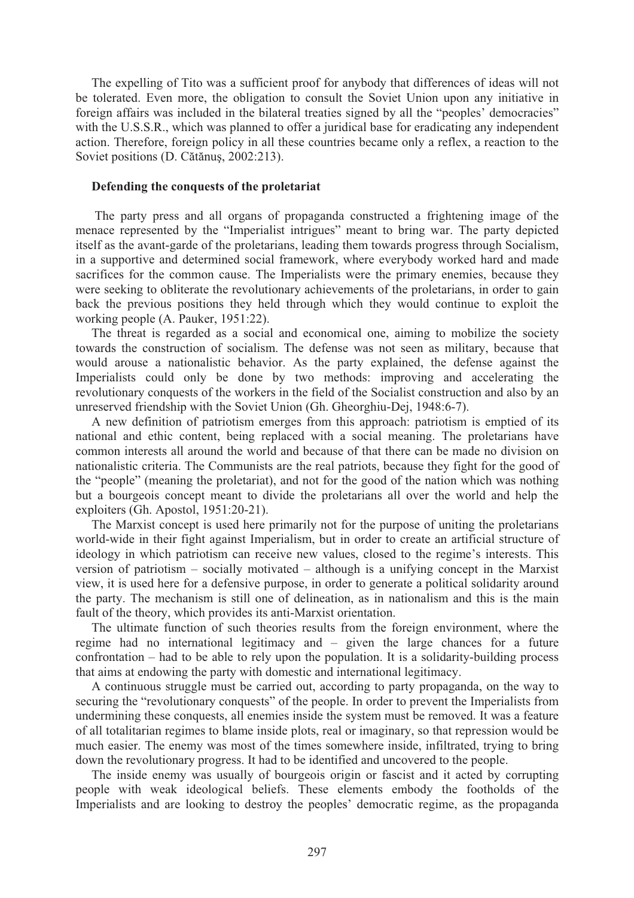The expelling of Tito was a sufficient proof for anybody that differences of ideas will not be tolerated. Even more, the obligation to consult the Soviet Union upon any initiative in foreign affairs was included in the bilateral treaties signed by all the "peoples' democracies" with the U.S.S.R., which was planned to offer a juridical base for eradicating any independent action. Therefore, foreign policy in all these countries became only a reflex, a reaction to the Soviet positions (D. Cătănuş, 2002:213).

### Defending the conquests of the proletariat

The party press and all organs of propaganda constructed a frightening image of the menace represented by the "Imperialist intrigues" meant to bring war. The party depicted itself as the avant-garde of the proletarians, leading them towards progress through Socialism, in a supportive and determined social framework, where everybody worked hard and made sacrifices for the common cause. The Imperialists were the primary enemies, because they were seeking to obliterate the revolutionary achievements of the proletarians, in order to gain back the previous positions they held through which they would continue to exploit the working people (A. Pauker, 1951:22).

The threat is regarded as a social and economical one, aiming to mobilize the society towards the construction of socialism. The defense was not seen as military, because that would arouse a nationalistic behavior. As the party explained, the defense against the Imperialists could only be done by two methods: improving and accelerating the revolutionary conquests of the workers in the field of the Socialist construction and also by an unreserved friendship with the Soviet Union (Gh. Gheorghiu-Dej, 1948:6-7).

A new definition of patriotism emerges from this approach: patriotism is emptied of its national and ethic content, being replaced with a social meaning. The proletarians have common interests all around the world and because of that there can be made no division on nationalistic criteria. The Communists are the real patriots, because they fight for the good of the "people" (meaning the proletariat), and not for the good of the nation which was nothing but a bourgeois concept meant to divide the proletarians all over the world and help the exploiters (Gh. Apostol, 1951:20-21).

The Marxist concept is used here primarily not for the purpose of uniting the proletarians world-wide in their fight against Imperialism, but in order to create an artificial structure of ideology in which patriotism can receive new values, closed to the regime's interests. This version of patriotism – socially motivated – although is a unifying concept in the Marxist view, it is used here for a defensive purpose, in order to generate a political solidarity around the party. The mechanism is still one of delineation, as in nationalism and this is the main fault of the theory, which provides its anti-Marxist orientation.

The ultimate function of such theories results from the foreign environment, where the regime had no international legitimacy and – given the large chances for a future confrontation – had to be able to rely upon the population. It is a solidarity-building process that aims at endowing the party with domestic and international legitimacy.

A continuous struggle must be carried out, according to party propaganda, on the way to securing the "revolutionary conquests" of the people. In order to prevent the Imperialists from undermining these conquests, all enemies inside the system must be removed. It was a feature of all totalitarian regimes to blame inside plots, real or imaginary, so that repression would be much easier. The enemy was most of the times somewhere inside, infiltrated, trying to bring down the revolutionary progress. It had to be identified and uncovered to the people.

The inside enemy was usually of bourgeois origin or fascist and it acted by corrupting people with weak ideological beliefs. These elements embody the footholds of the Imperialists and are looking to destroy the peoples' democratic regime, as the propaganda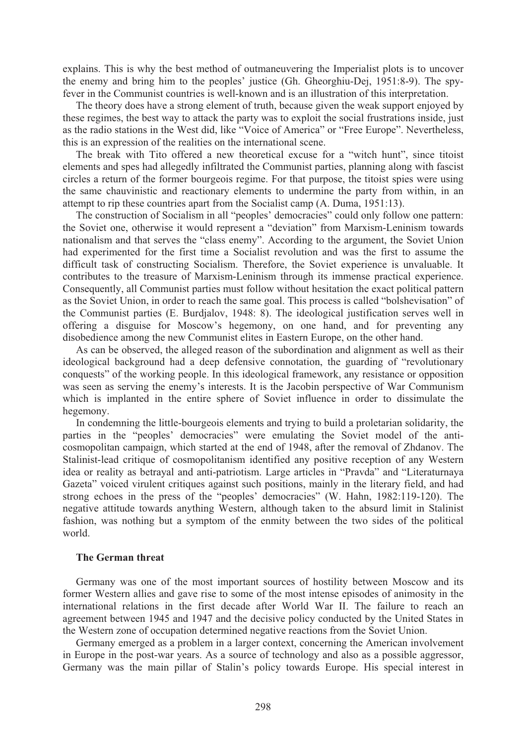explains. This is why the best method of outmaneuvering the Imperialist plots is to uncover the enemy and bring him to the peoples' justice (Gh. Gheorghiu-Dej, 1951:8-9). The spy-fever in the Communist countries is well-known and is an illustration of this interpretation.

The theory does have a strong element of truth, because given the weak support enjoyed by these regimes, the best way to attack the party was to exploit the social frustrations inside, just as the radio stations in the West did, like "Voice of America" or "Free Europe". Nevertheless, this is an expression of the realities on the international scene.

The break with Tito offered a new theoretical excuse for a "witch hunt", since titoist elements and spes had allegedly infiltrated the Communist parties, planning along with fascist circles a return of the former bourgeois regime. For that purpose, the titoist spies were using the same chauvinistic and reactionary elements to undermine the party from within, in an attempt to rip these countries apart from the Socialist camp (A. Duma, 1951:13).

The construction of Socialism in all "peoples' democracies" could only follow one pattern: the Soviet one, otherwise it would represent a "deviation" from Marxism-Leninism towards nationalism and that serves the "class enemy". According to the argument, the Soviet Union had experimented for the first time a Socialist revolution and was the first to assume the difficult task of constructing Socialism. Therefore, the Soviet experience is unvaluable. It contributes to the treasure of Marxism-Leninism through its immense practical experience. Consequently, all Communist parties must follow without hesitation the exact political pattern as the Soviet Union, in order to reach the same goal. This process is called "bolshevisation" of the Communist parties (E. Burdjalov, 1948: 8). The ideological justification serves well in offering a disguise for Moscow's hegemony, on one hand, and for preventing any disobedience among the new Communist elites in Eastern Europe, on the other hand.

As can be observed, the alleged reason of the subordination and alignment as well as their ideological background had a deep defensive connotation, the guarding of "revolutionary conquests" of the working people. In this ideological framework, any resistance or opposition was seen as serving the enemy's interests. It is the Jacobin perspective of War Communism which is implanted in the entire sphere of Soviet influence in order to dissimulate the hegemony.

In condemning the little-bourgeois elements and trying to build a proletarian solidarity, the parties in the "peoples' democracies" were emulating the Soviet model of the anti-cosmopolitan campaign, which started at the end of 1948, after the removal of Zhdanov. The Stalinist-lead critique of cosmopolitanism identified any positive reception of any Western idea or reality as betrayal and anti-patriotism. Large articles in "Pravda" and "Literaturnaya Gazeta" voiced virulent critiques against such positions, mainly in the literary field, and had strong echoes in the press of the "peoples' democracies" (W. Hahn, 1982:119-120). The negative attitude towards anything Western, although taken to the absurd limit in Stalinist fashion, was nothing but a symptom of the enmity between the two sides of the political world.

### The German threat

Germany was one of the most important sources of hostility between Moscow and its former Western allies and gave rise to some of the most intense episodes of animosity in the international relations in the first decade after World War II. The failure to reach an agreement between 1945 and 1947 and the decisive policy conducted by the United States in the Western zone of occupation determined negative reactions from the Soviet Union.

Germany emerged as a problem in a larger context, concerning the American involvement in Europe in the post-war years. As a source of technology and also as a possible aggressor, Germany was the main pillar of Stalin's policy towards Europe. His special interest in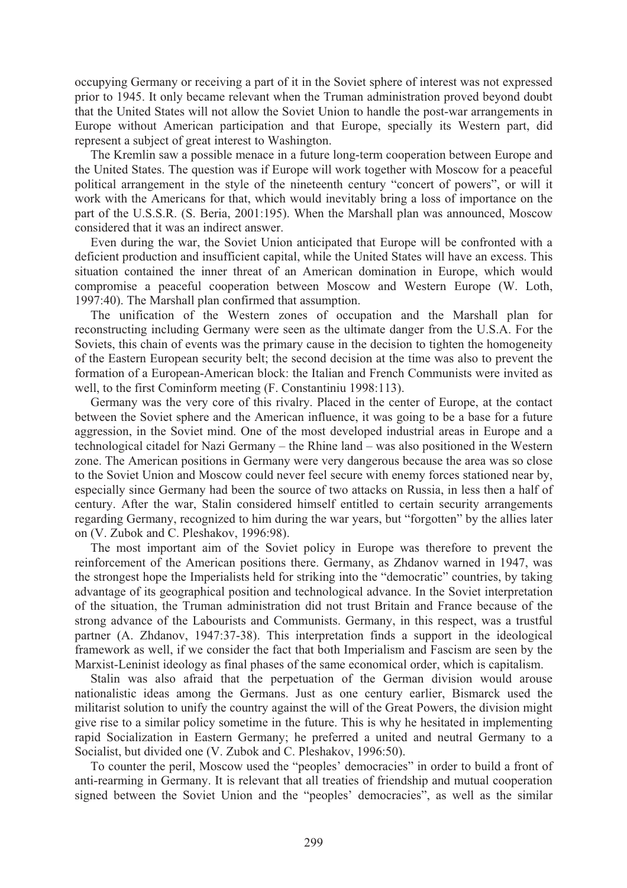occupying Germany or receiving a part of it in the Soviet sphere of interest was not expressed prior to 1945. It only became relevant when the Truman administration proved beyond doubt that the United States will not allow the Soviet Union to handle the post-war arrangements in Europe without American participation and that Europe, specially its Western part, did represent a subject of great interest to Washington.

The Kremlin saw a possible menace in a future long-term cooperation between Europe and the United States. The question was if Europe will work together with Moscow for a peaceful political arrangement in the style of the nineteenth century "concert of powers", or will it work with the Americans for that, which would inevitably bring a loss of importance on the part of the U.S.S.R. (S. Beria, 2001:195). When the Marshall plan was announced, Moscow considered that it was an indirect answer.

Even during the war, the Soviet Union anticipated that Europe will be confronted with a deficient production and insufficient capital, while the United States will have an excess. This situation contained the inner threat of an American domination in Europe, which would compromise a peaceful cooperation between Moscow and Western Europe (W. Loth, 1997:40). The Marshall plan confirmed that assumption.

The unification of the Western zones of occupation and the Marshall plan for reconstructing including Germany were seen as the ultimate danger from the U.S.A. For the Soviets, this chain of events was the primary cause in the decision to tighten the homogeneity of the Eastern European security belt; the second decision at the time was also to prevent the formation of a European-American block: the Italian and French Communists were invited as well, to the first Cominform meeting (F. Constantiniu 1998:113).

Germany was the very core of this rivalry. Placed in the center of Europe, at the contact between the Soviet sphere and the American influence, it was going to be a base for a future aggression, in the Soviet mind. One of the most developed industrial areas in Europe and a technological citadel for Nazi Germany – the Rhine land – was also positioned in the Western zone. The American positions in Germany were very dangerous because the area was so close to the Soviet Union and Moscow could never feel secure with enemy forces stationed near by, especially since Germany had been the source of two attacks on Russia, in less then a half of century. After the war, Stalin considered himself entitled to certain security arrangements regarding Germany, recognized to him during the war years, but "forgotten" by the allies later on (V. Zubok and C. Pleshakov, 1996:98).

The most important aim of the Soviet policy in Europe was therefore to prevent the reinforcement of the American positions there. Germany, as Zhdanov warned in 1947, was the strongest hope the Imperialists held for striking into the "democratic" countries, by taking advantage of its geographical position and technological advance. In the Soviet interpretation of the situation, the Truman administration did not trust Britain and France because of the strong advance of the Labourists and Communists. Germany, in this respect, was a trustful partner (A. Zhdanov, 1947:37-38). This interpretation finds a support in the ideological framework as well, if we consider the fact that both Imperialism and Fascism are seen by the Marxist-Leninist ideology as final phases of the same economical order, which is capitalism.

Stalin was also afraid that the perpetuation of the German division would arouse nationalistic ideas among the Germans. Just as one century earlier, Bismarck used the militarist solution to unify the country against the will of the Great Powers, the division might give rise to a similar policy sometime in the future. This is why he hesitated in implementing rapid Socialization in Eastern Germany; he preferred a united and neutral Germany to a Socialist, but divided one (V. Zubok and C. Pleshakov, 1996:50).

To counter the peril, Moscow used the "peoples' democracies" in order to build a front of anti-rearming in Germany. It is relevant that all treaties of friendship and mutual cooperation signed between the Soviet Union and the "peoples' democracies", as well as the similar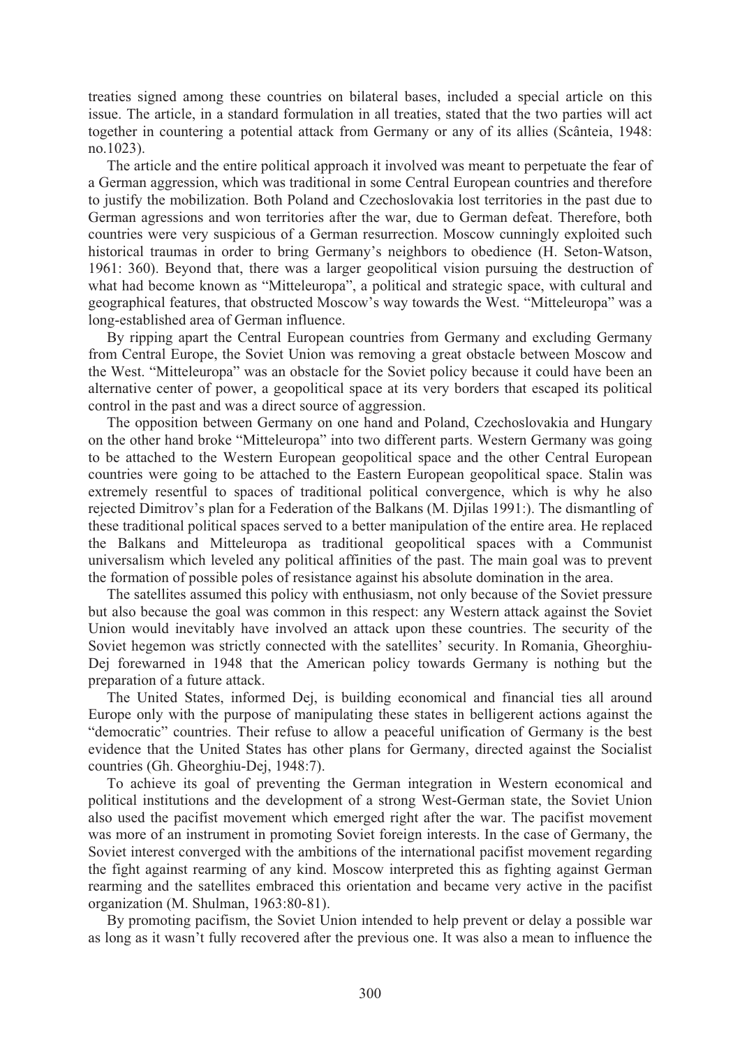treaties signed among these countries on bilateral bases, included a special article on this issue. The article, in a standard formulation in all treaties, stated that the two parties will act together in countering a potential attack from Germany or any of its allies (Scânteia, 1948: no.1023).

The article and the entire political approach it involved was meant to perpetuate the fear of a German aggression, which was traditional in some Central European countries and therefore to justify the mobilization. Both Poland and Czechoslovakia lost territories in the past due to German agressions and won territories after the war, due to German defeat. Therefore, both countries were very suspicious of a German resurrection. Moscow cunningly exploited such historical traumas in order to bring Germany's neighbors to obedience (H. Seton-Watson, 1961: 360). Beyond that, there was a larger geopolitical vision pursuing the destruction of what had become known as "Mitteleuropa", a political and strategic space, with cultural and geographical features, that obstructed Moscow's way towards the West. "Mitteleuropa" was a long-established area of German influence.

By ripping apart the Central European countries from Germany and excluding Germany from Central Europe, the Soviet Union was removing a great obstacle between Moscow and the West. "Mitteleuropa" was an obstacle for the Soviet policy because it could have been an alternative center of power, a geopolitical space at its very borders that escaped its political control in the past and was a direct source of aggression.

The opposition between Germany on one hand and Poland, Czechoslovakia and Hungary on the other hand broke "Mitteleuropa" into two different parts. Western Germany was going to be attached to the Western European geopolitical space and the other Central European countries were going to be attached to the Eastern European geopolitical space. Stalin was extremely resentful to spaces of traditional political convergence, which is why he also rejected Dimitrov's plan for a Federation of the Balkans (M. Djilas 1991:). The dismantling of these traditional political spaces served to a better manipulation of the entire area. He replaced the Balkans and Mitteleuropa as traditional geopolitical spaces with a Communist universalism which leveled any political affinities of the past. The main goal was to prevent the formation of possible poles of resistance against his absolute domination in the area.

The satellites assumed this policy with enthusiasm, not only because of the Soviet pressure but also because the goal was common in this respect: any Western attack against the Soviet Union would inevitably have involved an attack upon these countries. The security of the Soviet hegemon was strictly connected with the satellites' security. In Romania, Gheorghiu-Dej forewarned in 1948 that the American policy towards Germany is nothing but the preparation of a future attack.

The United States, informed Dej, is building economical and financial ties all around Europe only with the purpose of manipulating these states in belligerent actions against the "democratic" countries. Their refuse to allow a peaceful unification of Germany is the best evidence that the United States has other plans for Germany, directed against the Socialist countries (Gh. Gheorghiu-Dej, 1948:7).

To achieve its goal of preventing the German integration in Western economical and political institutions and the development of a strong West-German state, the Soviet Union also used the pacifist movement which emerged right after the war. The pacifist movement was more of an instrument in promoting Soviet foreign interests. In the case of Germany, the Soviet interest converged with the ambitions of the international pacifist movement regarding the fight against rearming of any kind. Moscow interpreted this as fighting against German rearming and the satellites embraced this orientation and became very active in the pacifist organization (M. Shulman, 1963:80-81).

By promoting pacifism, the Soviet Union intended to help prevent or delay a possible war as long as it wasn't fully recovered after the previous one. It was also a mean to influence the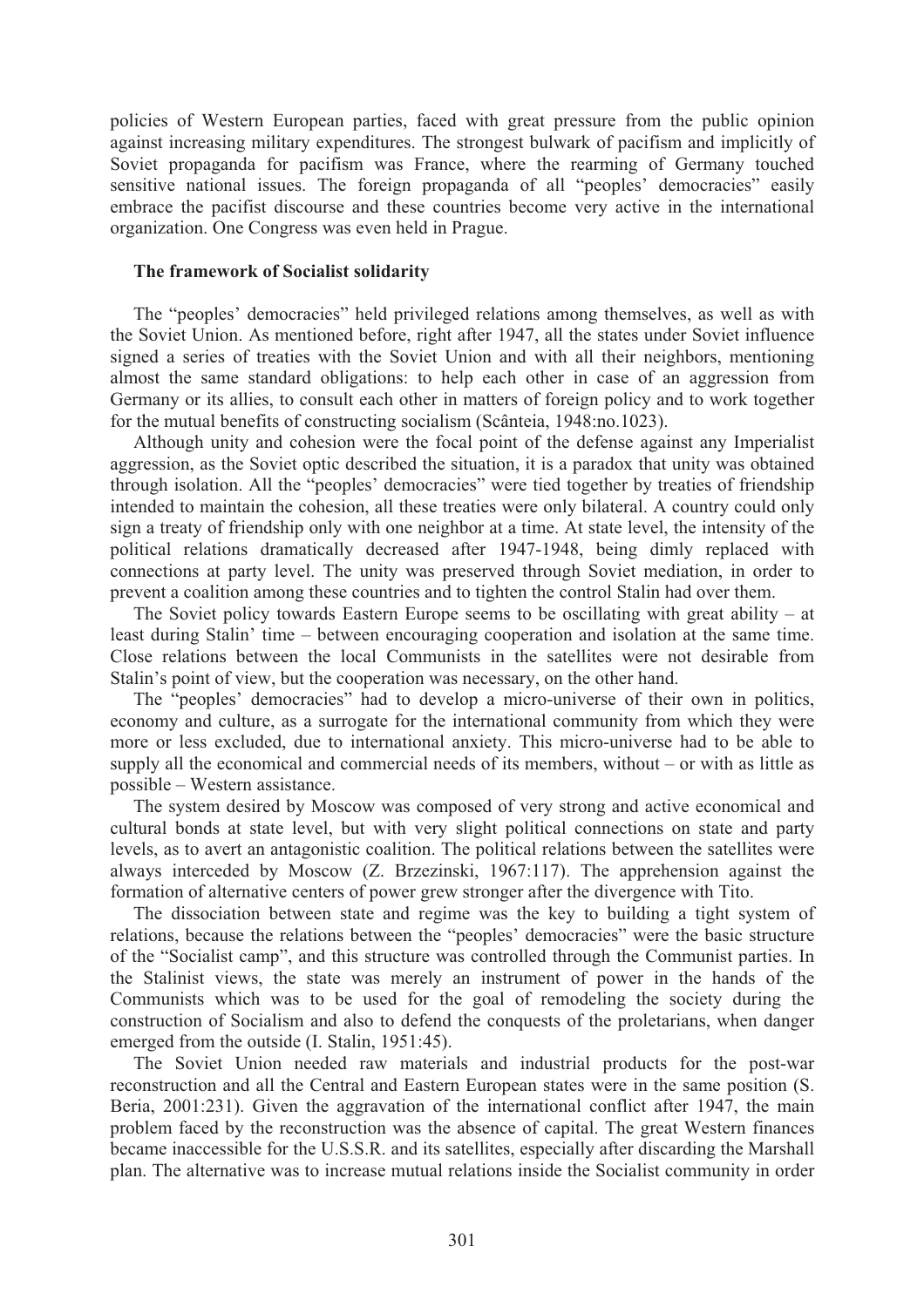policies of Western European parties, faced with great pressure from the public opinion against increasing military expenditures. The strongest bulwark of pacifism and implicitly of Soviet propaganda for pacifism was France, where the rearming of Germany touched sensitive national issues. The foreign propaganda of all "peoples' democracies" easily embrace the pacifist discourse and these countries become very active in the international organization. One Congress was even held in Prague.

**The framework of Socialist solidarity**

The "peoples' democracies" held privileged relations among themselves, as well as with the Soviet Union. As mentioned before, right after 1947, all the states under Soviet influence signed a series of treaties with the Soviet Union and with all their neighbors, mentioning almost the same standard obligations: to help each other in case of an aggression from Germany or its allies, to consult each other in matters of foreign policy and to work together for the mutual benefits of constructing socialism (Scînteia, 1948:no.1023).

Although unity and cohesion were the focal point of the defense against any Imperialist aggression, as the Soviet optic described the situation, it is a paradox that unity was obtained through isolation. All the "peoples' democracies" were tied together by treaties of friendship intended to maintain the cohesion, all these treaties were only bilateral. A country could only sign a treaty of friendship only with one neighbor at a time. At state level, the intensity of the political relations dramatically decreased after 1947-1948, being dimly replaced with connections at party level. The unity was preserved through Soviet mediation, in order to prevent a coalition among these countries and to tighten the control Stalin had over them.

The Soviet policy towards Eastern Europe seems to be oscillating with great ability – at least during Stalin' time – between encouraging cooperation and isolation at the same time. Close relations between the local Communists in the satellites were not desirable from Stalin's point of view, but the cooperation was necessary, on the other hand.

The "peoples' democracies" had to develop a micro-universe of their own in politics, economy and culture, as a surrogate for the international community from which they were more or less excluded, due to international anxiety. This micro-universe had to be able to supply all the economical and commercial needs of its members, without – or with as little as possible – Western assistance.

The system desired by Moscow was composed of very strong and active economical and cultural bonds at state level, but with very slight political connections on state and party levels, as to avert an antagonistic coalition. The political relations between the satellites were always interceded by Moscow (Z. Brzezinski, 1967:117). The apprehension against the formation of alternative centers of power grew stronger after the divergence with Tito.

The dissociation between state and regime was the key to building a tight system of relations, because the relations between the "peoples' democracies" were the basic structure of the "Socialist camp", and this structure was controlled through the Communist parties. In the Stalinist views, the state was merely an instrument of power in the hands of the Communists which was to be used for the goal of remodeling the society during the construction of Socialism and also to defend the conquests of the proletarians, when danger emerged from the outside (I. Stalin, 1951:45).

The Soviet Union needed raw materials and industrial products for the post-war reconstruction and all the Central and Eastern European states were in the same position (S. Beria, 2001:231). Given the aggravation of the international conflict after 1947, the main problem faced by the reconstruction was the absence of capital. The great Western finances became inaccessible for the U.S.S.R. and its satellites, especially after discarding the Marshall plan. The alternative was to increase mutual relations inside the Socialist community in order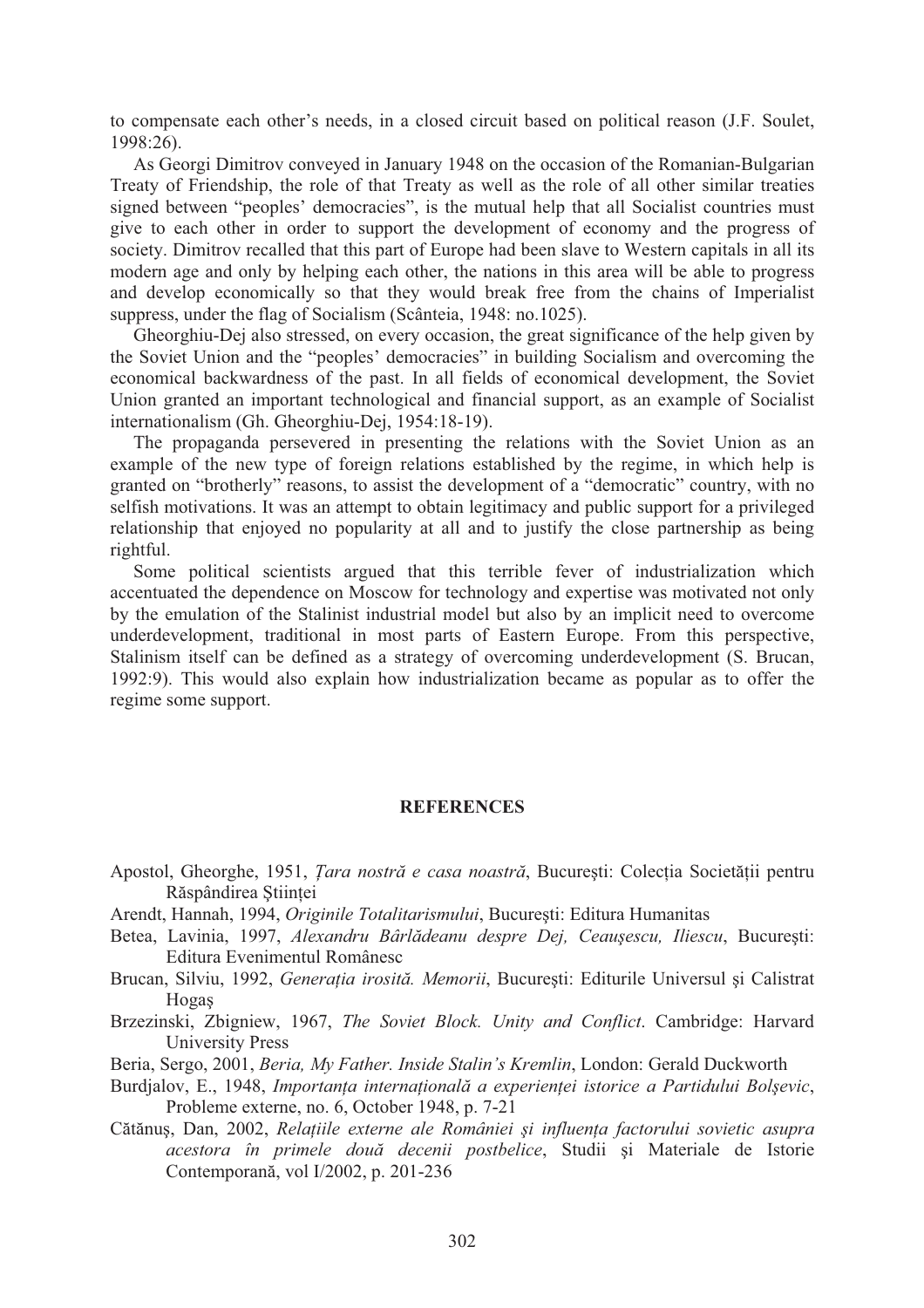to compensate each other's needs, in a closed circuit based on political reason (J.F. Soulet, 1998:26).

As Georgi Dimitrov conveyed in January 1948 on the occasion of the Romanian-Bulgarian Treaty of Friendship, the role of that Treaty as well as the role of all other similar treaties signed between "peoples' democracies", is the mutual help that all Socialist countries must give to each other in order to support the development of economy and the progress of society. Dimitrov recalled that this part of Europe had been slave to Western capitals in all its modern age and only by helping each other, the nations in this area will be able to progress and develop economically so that they would break free from the chains of Imperialist suppress, under the flag of Socialism (Scânteia, 1948: no.1025).

Gheorghiu-Dej also stressed, on every occasion, the great significance of the help given by the Soviet Union and the "peoples' democracies" in building Socialism and overcoming the economical backwardness of the past. In all fields of economical development, the Soviet Union granted an important technological and financial support, as an example of Socialist internationalism (Gh. Gheorghiu-Dej, 1954:18-19).

The propaganda persevered in presenting the relations with the Soviet Union as an example of the new type of foreign relations established by the regime, in which help is granted on "brotherly" reasons, to assist the development of a "democratic" country, with no selfish motivations. It was an attempt to obtain legitimacy and public support for a privileged relationship that enjoyed no popularity at all and to justify the close partnership as being rightful.

Some political scientists argued that this terrible fever of industrialization which accentuated the dependence on Moscow for technology and expertise was motivated not only by the emulation of the Stalinist industrial model but also by an implicit need to overcome underdevelopment, traditional in most parts of Eastern Europe. From this perspective, Stalinism itself can be defined as a strategy of overcoming underdevelopment (S. Brucan, 1992:9). This would also explain how industrialization became as popular as to offer the regime some support.

## REFERENCES

Apostol, Gheorghe, 1951, *Țara nostră e casa noastră*, București: Colecția Societății pentru Răspândirea Științei

Arendt, Hannah, 1994, *Originile Totalitarismului*, București: Editura Humanitas

Betea, Lavinia, 1997, *Alexandru Bârlădeanu despre Dej, Ceaușescu, Iliescu*, București: Editura Evenimentul Românesc

Brucan, Silviu, 1992, *Generația irosită. Memorii*, București: Editurile Universul și Calistrat Hogaș

Brzezinski, Zbigniew, 1967, *The Soviet Block. Unity and Conflict*. Cambridge: Harvard University Press

Beria, Sergo, 2001, *Beria, My Father. Inside Stalin's Kremlin*, London: Gerald Duckworth

Burdjalov, E., 1948, *Importanța internațională a experienței istorice a Partidului Bolșevic*, Probleme externe, no. 6, October 1948, p. 7-21

Cătănuș, Dan, 2002, *Relațiile externe ale României și influența factorului sovietic asupra acestora în primele două decenii postbelice*, Studii și Materiale de Istorie Contemporană, vol I/2002, p. 201-236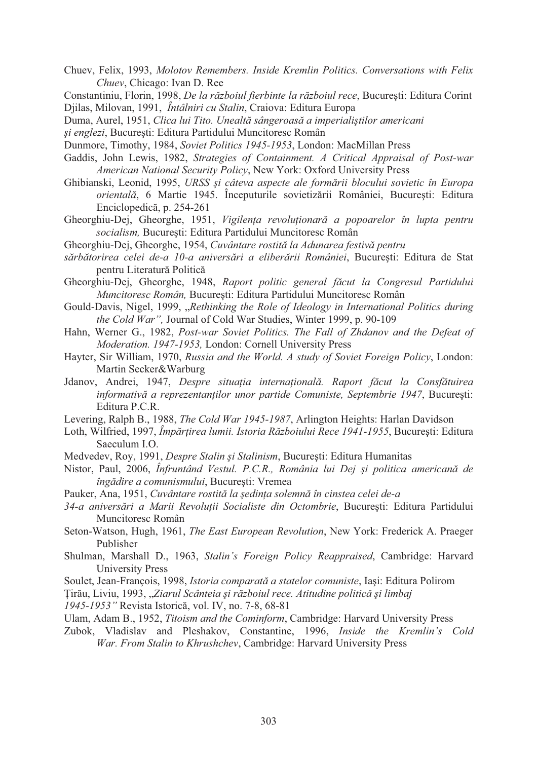Chuev, Felix, 1993, *Molotov Remembers. Inside Kremlin Politics. Conversations with Felix Chuev*, Chicago: Ivan D. Ree

Constantiniu, Florin, 1998, *De la războiul fierbinte la războiul rece*, București: Editura Corint

Djilas, Milovan, 1991, *Întâlniri cu Stalin*, Craiova: Editura Europa

Duma, Aurel, 1951, *Clica lui Tito. Unealtă sângeroasă a imperialiștilor americani și englezi*, București: Editura Partidului Muncitoresc Român

Dunmore, Timothy, 1984, *Soviet Politics 1945-1953*, London: MacMillan Press

Gaddis, John Lewis, 1982, *Strategies of Containment. A Critical Appraisal of Post-war American National Security Policy*, New York: Oxford University Press

Ghibianski, Leonid, 1995, *URSS și câteva aspecte ale formării blocului sovietic în Europa orientală*, 6 Martie 1945. Începuturile sovietizării României, București: Editura Enciclopedică, p. 254-261

Gheorghiu-Dej, Gheorghe, 1951, *Vigilența revoluționară a popoarelor în lupta pentru socialism,* București: Editura Partidului Muncitoresc Român

Gheorghiu-Dej, Gheorghe, 1954, *Cuvântare rostită la Adunarea festivă pentru sărbătorirea celei de-a 10-a aniversări a eliberării României*, București: Editura de Stat pentru Literatură Politică

Gheorghiu-Dej, Gheorghe, 1948, *Raport politic general făcut la Congresul Partidului Muncitoresc Român,* București: Editura Partidului Muncitoresc Român

Gould-Davis, Nigel, 1999, „*Rethinking the Role of Ideology in International Politics during the Cold War",* Journal of Cold War Studies, Winter 1999, p. 90-109

Hahn, Werner G., 1982, *Post-war Soviet Politics. The Fall of Zhdanov and the Defeat of Moderation. 1947-1953,* London: Cornell University Press

Hayter, Sir William, 1970, *Russia and the World. A study of Soviet Foreign Policy*, London: Martin Secker&Warburg

Jdanov, Andrei, 1947, *Despre situația internațională. Raport făcut la Consfătuirea informativă a reprezentanților unor partide Comuniste, Septembrie 1947*, București: Editura P.C.R.

Levering, Ralph B., 1988, *The Cold War 1945-1987*, Arlington Heights: Harlan Davidson

Loth, Wilfried, 1997, *Împărțirea lumii. Istoria Războiului Rece 1941-1955*, București: Editura Saeculum I.O.

Medvedev, Roy, 1991, *Despre Stalin și Stalinism*, București: Editura Humanitas

Nistor, Paul, 2006, *Înfruntând Vestul. P.C.R., România lui Dej și politica americană de îngădire a comunismului*, București: Vremea

Pauker, Ana, 1951, *Cuvântare rostită la ședința solemnă în cinstea celei de-a 34-a aniversări a Marii Revoluții Socialiste din Octombrie*, București: Editura Partidului Muncitoresc Român

Seton-Watson, Hugh, 1961, *The East European Revolution*, New York: Frederick A. Praeger Publisher

Shulman, Marshall D., 1963, *Stalin's Foreign Policy Reappraised*, Cambridge: Harvard University Press

Soulet, Jean-François, 1998, *Istoria comparată a statelor comuniste*, Iași: Editura Polirom

Țirău, Liviu, 1993, „*Ziarul Scânteia și războiul rece. Atitudine politică și limbaj 1945-1953"* Revista Istorică, vol. IV, no. 7-8, 68-81

Ulam, Adam B., 1952, *Titoism and the Cominform*, Cambridge: Harvard University Press

Zubok, Vladislav and Pleshakov, Constantine, 1996, *Inside the Kremlin's Cold War. From Stalin to Khrushchev*, Cambridge: Harvard University Press